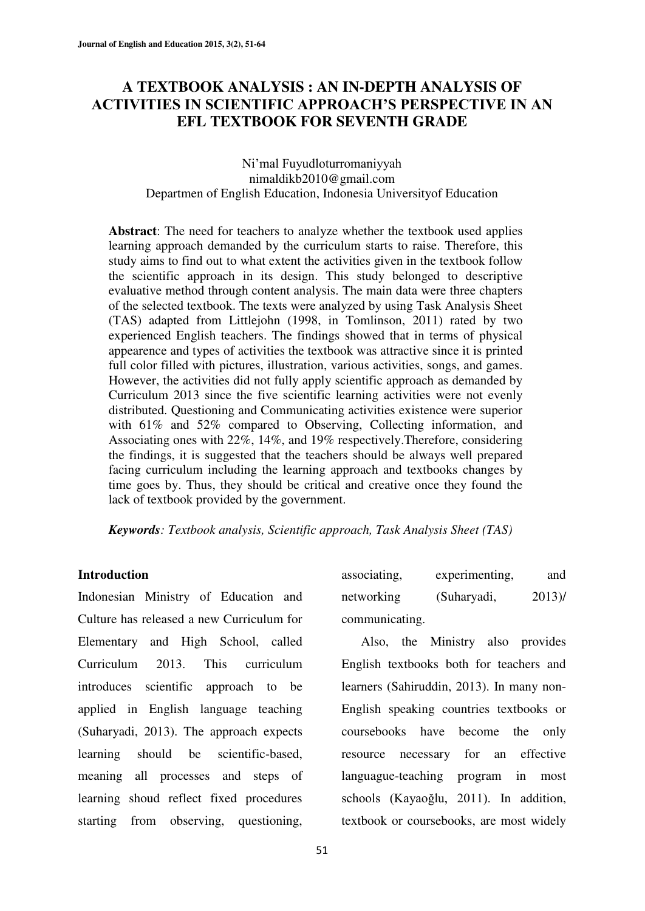# A TEXTBOOK ANALYSIS : AN IN-DEPTH ANALYSIS OF ACTIVITIES IN SCIENTIFIC APPROACH'S PERSPECTIVE IN AN EFL TEXTBOOK FOR SEVENTH GRADE

Ni'mal Fuyudloturromaniyyah
nimaldikb2010@gmail.com
Departmen of English Education, Indonesia Universityof Education

**Abstract**: The need for teachers to analyze whether the textbook used applies learning approach demanded by the curriculum starts to raise. Therefore, this study aims to find out to what extent the activities given in the textbook follow the scientific approach in its design. This study belonged to descriptive evaluative method through content analysis. The main data were three chapters of the selected textbook. The texts were analyzed by using Task Analysis Sheet (TAS) adapted from Littlejohn (1998, in Tomlinson, 2011) rated by two experienced English teachers. The findings showed that in terms of physical appearence and types of activities the textbook was attractive since it is printed full color filled with pictures, illustration, various activities, songs, and games. However, the activities did not fully apply scientific approach as demanded by Curriculum 2013 since the five scientific learning activities were not evenly distributed. Questioning and Communicating activities existence were superior with 61% and 52% compared to Observing, Collecting information, and Associating ones with 22%, 14%, and 19% respectively.Therefore, considering the findings, it is suggested that the teachers should be always well prepared facing curriculum including the learning approach and textbooks changes by time goes by. Thus, they should be critical and creative once they found the lack of textbook provided by the government.

***Keywords****: Textbook analysis, Scientific approach, Task Analysis Sheet (TAS)*

## Introduction

Indonesian Ministry of Education and Culture has released a new Curriculum for Elementary and High School, called Curriculum 2013. This curriculum introduces scientific approach to be applied in English language teaching (Suharyadi, 2013). The approach expects learning should be scientific-based, meaning all processes and steps of learning shoud reflect fixed procedures starting from observing, questioning, associating, experimenting, and networking (Suharyadi, 2013)/ communicating.

Also, the Ministry also provides English textbooks both for teachers and learners (Sahiruddin, 2013). In many non-English speaking countries textbooks or coursebooks have become the only resource necessary for an effective languague-teaching program in most schools (Kayaoğlu, 2011). In addition, textbook or coursebooks, are most widely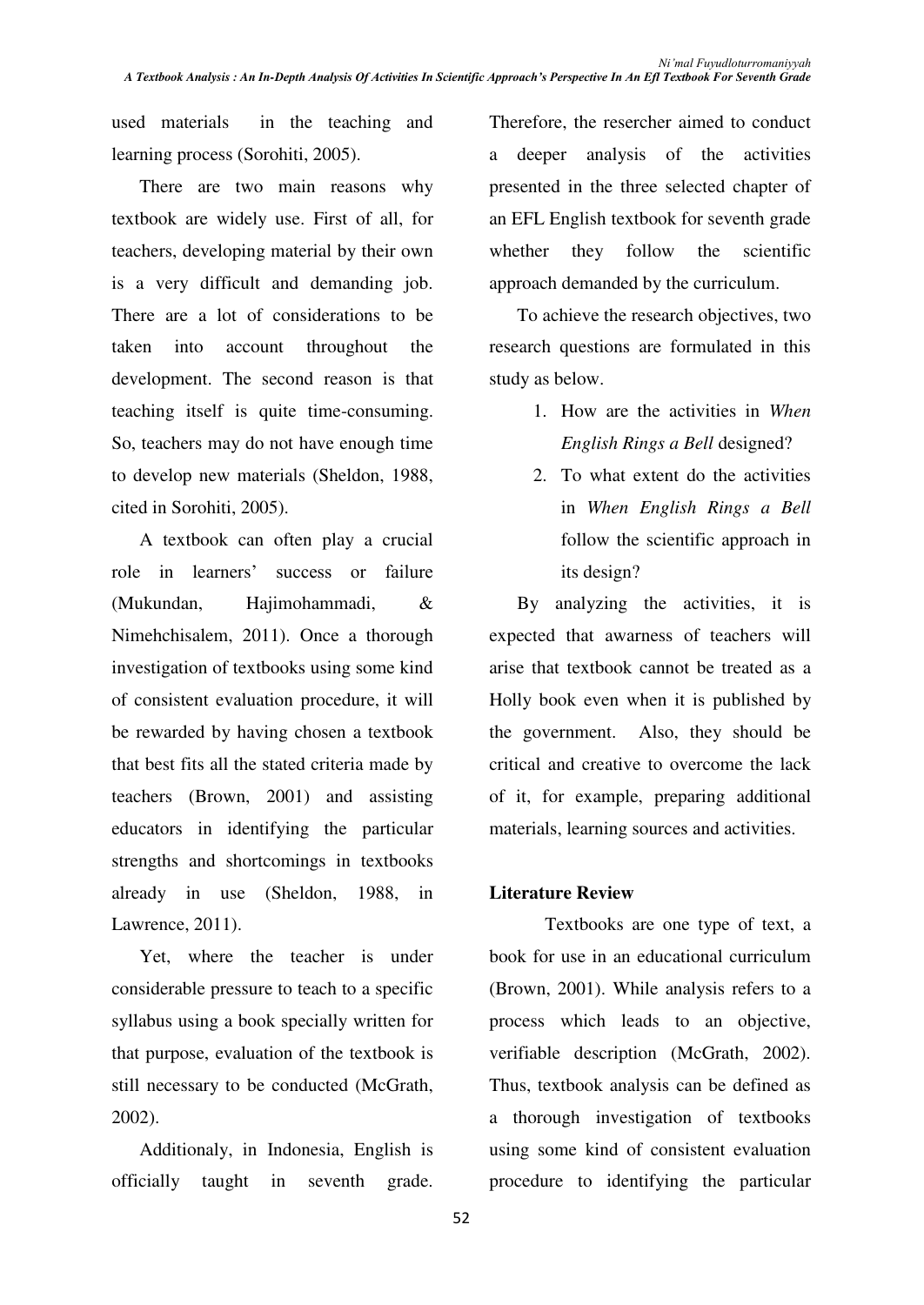used materials in the teaching and learning process (Sorohiti, 2005).

There are two main reasons why textbook are widely use. First of all, for teachers, developing material by their own is a very difficult and demanding job. There are a lot of considerations to be taken into account throughout the development. The second reason is that teaching itself is quite time-consuming. So, teachers may do not have enough time to develop new materials (Sheldon, 1988, cited in Sorohiti, 2005).

A textbook can often play a crucial role in learners' success or failure (Mukundan, Hajimohammadi, & Nimehchisalem, 2011). Once a thorough investigation of textbooks using some kind of consistent evaluation procedure, it will be rewarded by having chosen a textbook that best fits all the stated criteria made by teachers (Brown, 2001) and assisting educators in identifying the particular strengths and shortcomings in textbooks already in use (Sheldon, 1988, in Lawrence, 2011).

Yet, where the teacher is under considerable pressure to teach to a specific syllabus using a book specially written for that purpose, evaluation of the textbook is still necessary to be conducted (McGrath, 2002).

Additionaly, in Indonesia, English is officially taught in seventh grade. Therefore, the resercher aimed to conduct a deeper analysis of the activities presented in the three selected chapter of an EFL English textbook for seventh grade whether they follow the scientific approach demanded by the curriculum.

To achieve the research objectives, two research questions are formulated in this study as below.

1. How are the activities in *When English Rings a Bell* designed?
2. To what extent do the activities in *When English Rings a Bell* follow the scientific approach in its design?

By analyzing the activities, it is expected that awarness of teachers will arise that textbook cannot be treated as a Holly book even when it is published by the government. Also, they should be critical and creative to overcome the lack of it, for example, preparing additional materials, learning sources and activities.

## Literature Review

Textbooks are one type of text, a book for use in an educational curriculum (Brown, 2001). While analysis refers to a process which leads to an objective, verifiable description (McGrath, 2002). Thus, textbook analysis can be defined as a thorough investigation of textbooks using some kind of consistent evaluation procedure to identifying the particular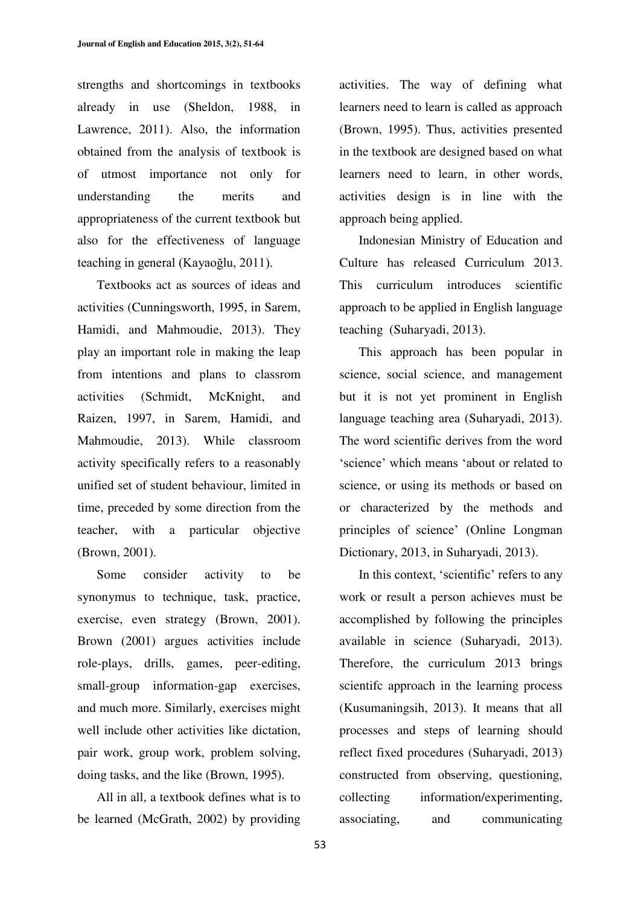strengths and shortcomings in textbooks already in use (Sheldon, 1988, in Lawrence, 2011). Also, the information obtained from the analysis of textbook is of utmost importance not only for understanding the merits and appropriateness of the current textbook but also for the effectiveness of language teaching in general (Kayaoğlu, 2011).

Textbooks act as sources of ideas and activities (Cunningsworth, 1995, in Sarem, Hamidi, and Mahmoudie, 2013). They play an important role in making the leap from intentions and plans to classrom activities (Schmidt, McKnight, and Raizen, 1997, in Sarem, Hamidi, and Mahmoudie, 2013). While classroom activity specifically refers to a reasonably unified set of student behaviour, limited in time, preceded by some direction from the teacher, with a particular objective (Brown, 2001).

Some consider activity to be synonymus to technique, task, practice, exercise, even strategy (Brown, 2001). Brown (2001) argues activities include role-plays, drills, games, peer-editing, small-group information-gap exercises, and much more. Similarly, exercises might well include other activities like dictation, pair work, group work, problem solving, doing tasks, and the like (Brown, 1995).

All in all, a textbook defines what is to be learned (McGrath, 2002) by providing activities. The way of defining what learners need to learn is called as approach (Brown, 1995). Thus, activities presented in the textbook are designed based on what learners need to learn, in other words, activities design is in line with the approach being applied.

Indonesian Ministry of Education and Culture has released Curriculum 2013. This curriculum introduces scientific approach to be applied in English language teaching (Suharyadi, 2013).

This approach has been popular in science, social science, and management but it is not yet prominent in English language teaching area (Suharyadi, 2013). The word scientific derives from the word 'science' which means 'about or related to science, or using its methods or based on or characterized by the methods and principles of science' (Online Longman Dictionary, 2013, in Suharyadi, 2013).

In this context, 'scientific' refers to any work or result a person achieves must be accomplished by following the principles available in science (Suharyadi, 2013). Therefore, the curriculum 2013 brings scientifc approach in the learning process (Kusumaningsih, 2013). It means that all processes and steps of learning should reflect fixed procedures (Suharyadi, 2013) constructed from observing, questioning, collecting information/experimenting, associating, and communicating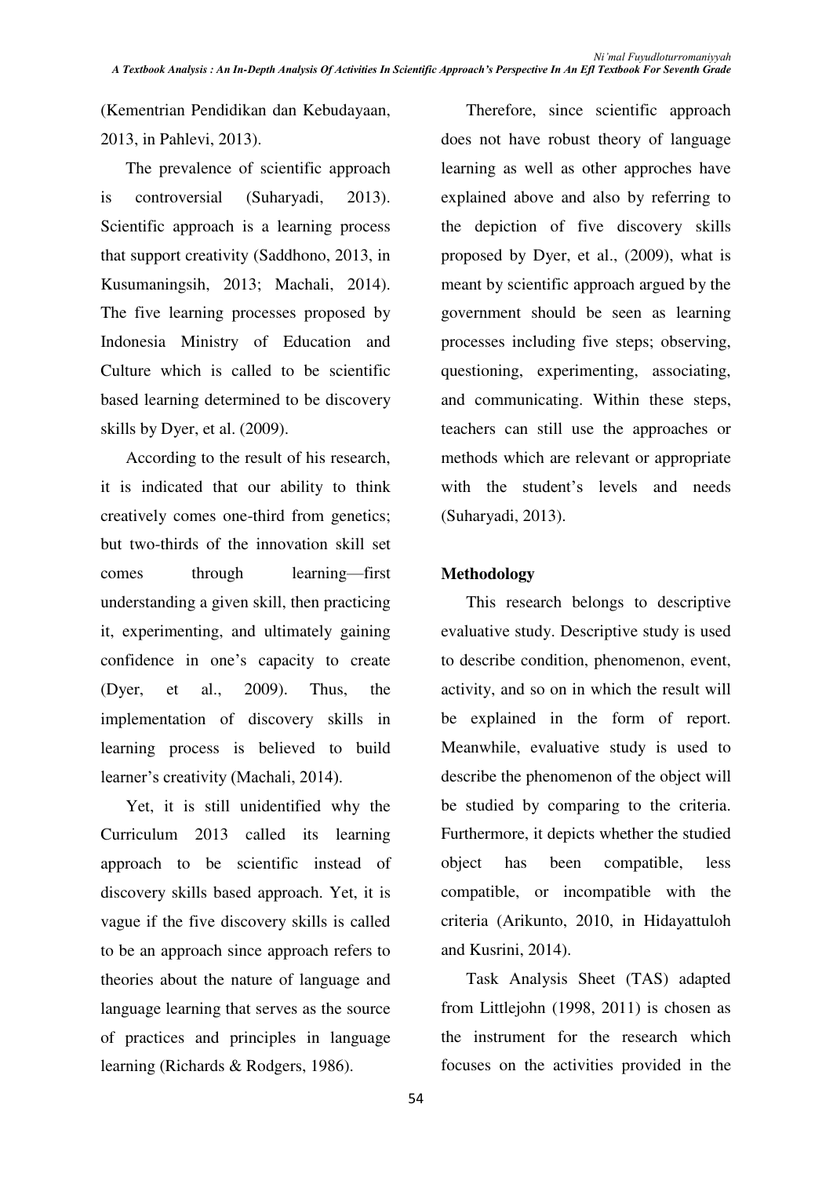(Kementrian Pendidikan dan Kebudayaan, 2013, in Pahlevi, 2013).

The prevalence of scientific approach is controversial (Suharyadi, 2013). Scientific approach is a learning process that support creativity (Saddhono, 2013, in Kusumaningsih, 2013; Machali, 2014). The five learning processes proposed by Indonesia Ministry of Education and Culture which is called to be scientific based learning determined to be discovery skills by Dyer, et al. (2009).

According to the result of his research, it is indicated that our ability to think creatively comes one-third from genetics; but two-thirds of the innovation skill set comes through learning—first understanding a given skill, then practicing it, experimenting, and ultimately gaining confidence in one's capacity to create (Dyer, et al., 2009). Thus, the implementation of discovery skills in learning process is believed to build learner's creativity (Machali, 2014).

Yet, it is still unidentified why the Curriculum 2013 called its learning approach to be scientific instead of discovery skills based approach. Yet, it is vague if the five discovery skills is called to be an approach since approach refers to theories about the nature of language and language learning that serves as the source of practices and principles in language learning (Richards & Rodgers, 1986).

Therefore, since scientific approach does not have robust theory of language learning as well as other approches have explained above and also by referring to the depiction of five discovery skills proposed by Dyer, et al., (2009), what is meant by scientific approach argued by the government should be seen as learning processes including five steps; observing, questioning, experimenting, associating, and communicating. Within these steps, teachers can still use the approaches or methods which are relevant or appropriate with the student's levels and needs (Suharyadi, 2013).

**Methodology**

This research belongs to descriptive evaluative study. Descriptive study is used to describe condition, phenomenon, event, activity, and so on in which the result will be explained in the form of report. Meanwhile, evaluative study is used to describe the phenomenon of the object will be studied by comparing to the criteria. Furthermore, it depicts whether the studied object has been compatible, less compatible, or incompatible with the criteria (Arikunto, 2010, in Hidayattuloh and Kusrini, 2014).

Task Analysis Sheet (TAS) adapted from Littlejohn (1998, 2011) is chosen as the instrument for the research which focuses on the activities provided in the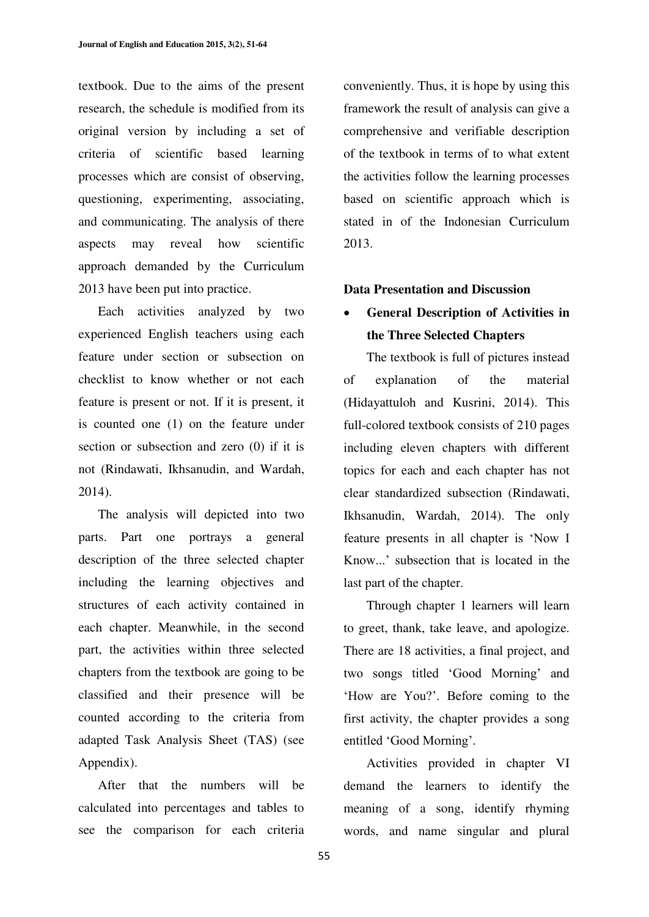textbook. Due to the aims of the present research, the schedule is modified from its original version by including a set of criteria of scientific based learning processes which are consist of observing, questioning, experimenting, associating, and communicating. The analysis of there aspects may reveal how scientific approach demanded by the Curriculum 2013 have been put into practice.

Each activities analyzed by two experienced English teachers using each feature under section or subsection on checklist to know whether or not each feature is present or not. If it is present, it is counted one (1) on the feature under section or subsection and zero (0) if it is not (Rindawati, Ikhsanudin, and Wardah, 2014).

The analysis will depicted into two parts. Part one portrays a general description of the three selected chapter including the learning objectives and structures of each activity contained in each chapter. Meanwhile, in the second part, the activities within three selected chapters from the textbook are going to be classified and their presence will be counted according to the criteria from adapted Task Analysis Sheet (TAS) (see Appendix).

After that the numbers will be calculated into percentages and tables to see the comparison for each criteria conveniently. Thus, it is hope by using this framework the result of analysis can give a comprehensive and verifiable description of the textbook in terms of to what extent the activities follow the learning processes based on scientific approach which is stated in of the Indonesian Curriculum 2013.

**Data Presentation and Discussion**

- **General Description of Activities in the Three Selected Chapters**

The textbook is full of pictures instead of explanation of the material (Hidayattuloh and Kusrini, 2014). This full-colored textbook consists of 210 pages including eleven chapters with different topics for each and each chapter has not clear standardized subsection (Rindawati, Ikhsanudin, Wardah, 2014). The only feature presents in all chapter is 'Now I Know...' subsection that is located in the last part of the chapter.

Through chapter 1 learners will learn to greet, thank, take leave, and apologize. There are 18 activities, a final project, and two songs titled 'Good Morning' and 'How are You?'. Before coming to the first activity, the chapter provides a song entitled 'Good Morning'.

Activities provided in chapter VI demand the learners to identify the meaning of a song, identify rhyming words, and name singular and plural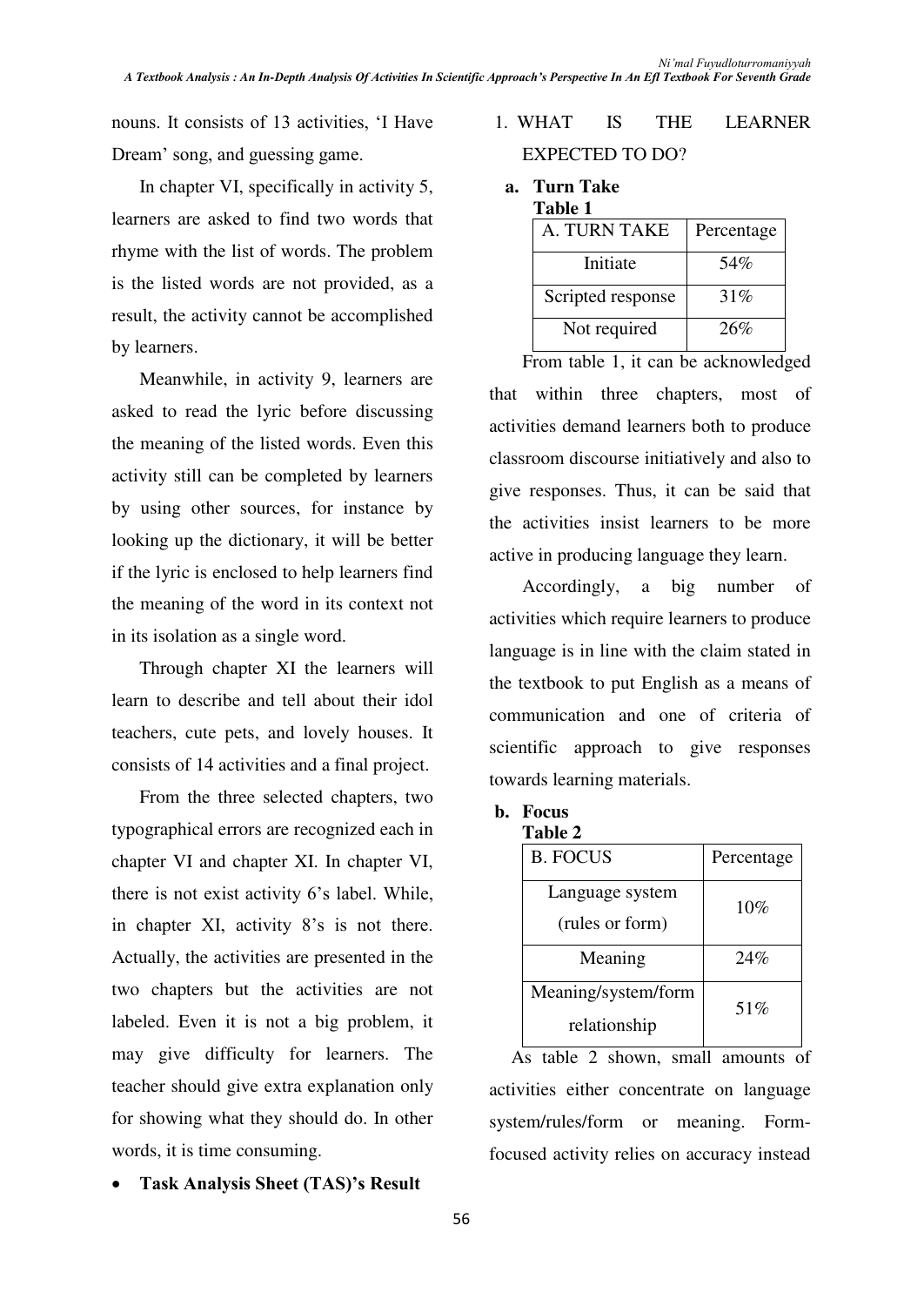nouns. It consists of 13 activities, 'I Have Dream' song, and guessing game.

In chapter VI, specifically in activity 5, learners are asked to find two words that rhyme with the list of words. The problem is the listed words are not provided, as a result, the activity cannot be accomplished by learners.

Meanwhile, in activity 9, learners are asked to read the lyric before discussing the meaning of the listed words. Even this activity still can be completed by learners by using other sources, for instance by looking up the dictionary, it will be better if the lyric is enclosed to help learners find the meaning of the word in its context not in its isolation as a single word.

Through chapter XI the learners will learn to describe and tell about their idol teachers, cute pets, and lovely houses. It consists of 14 activities and a final project.

From the three selected chapters, two typographical errors are recognized each in chapter VI and chapter XI. In chapter VI, there is not exist activity 6's label. While, in chapter XI, activity 8's is not there. Actually, the activities are presented in the two chapters but the activities are not labeled. Even it is not a big problem, it may give difficulty for learners. The teacher should give extra explanation only for showing what they should do. In other words, it is time consuming.

- **Task Analysis Sheet (TAS)'s Result**

1. WHAT IS THE LEARNER EXPECTED TO DO?

**a. Turn Take**

**Table 1**

| A. TURN TAKE | Percentage |
|---|---|
| Initiate | 54% |
| Scripted response | 31% |
| Not required | 26% |

From table 1, it can be acknowledged that within three chapters, most of activities demand learners both to produce classroom discourse initiatively and also to give responses. Thus, it can be said that the activities insist learners to be more active in producing language they learn.

Accordingly, a big number of activities which require learners to produce language is in line with the claim stated in the textbook to put English as a means of communication and one of criteria of scientific approach to give responses towards learning materials.

**b. Focus**

**Table 2**

| B. FOCUS | Percentage |
|---|---|
| Language system (rules or form) | 10% |
| Meaning | 24% |
| Meaning/system/form relationship | 51% |

As table 2 shown, small amounts of activities either concentrate on language system/rules/form or meaning. Form-focused activity relies on accuracy instead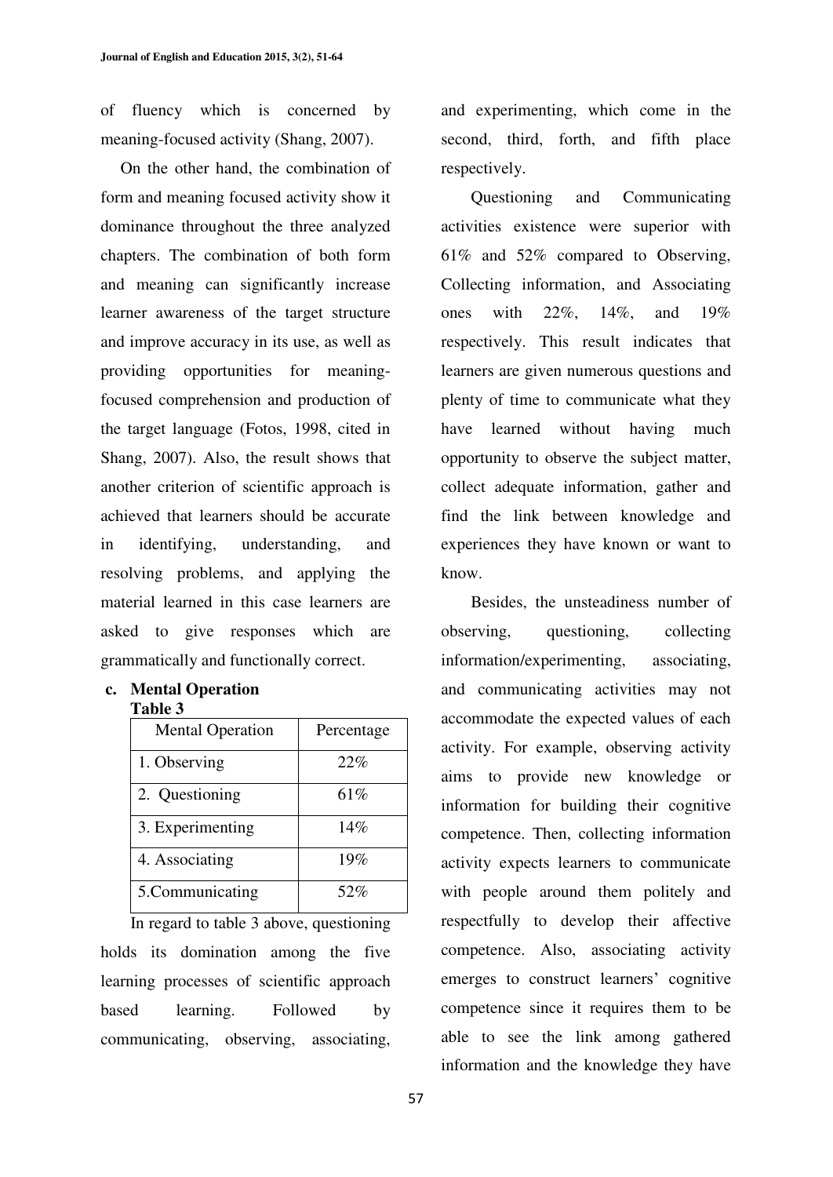of fluency which is concerned by meaning-focused activity (Shang, 2007).

On the other hand, the combination of form and meaning focused activity show it dominance throughout the three analyzed chapters. The combination of both form and meaning can significantly increase learner awareness of the target structure and improve accuracy in its use, as well as providing opportunities for meaning-focused comprehension and production of the target language (Fotos, 1998, cited in Shang, 2007). Also, the result shows that another criterion of scientific approach is achieved that learners should be accurate in identifying, understanding, and resolving problems, and applying the material learned in this case learners are asked to give responses which are grammatically and functionally correct.

**c. Mental Operation**

**Table 3**

| Mental Operation | Percentage |
|---|---|
| 1. Observing | 22% |
| 2. Questioning | 61% |
| 3. Experimenting | 14% |
| 4. Associating | 19% |
| 5.Communicating | 52% |

In regard to table 3 above, questioning holds its domination among the five learning processes of scientific approach based learning. Followed by communicating, observing, associating, and experimenting, which come in the second, third, forth, and fifth place respectively.

Questioning and Communicating activities existence were superior with 61% and 52% compared to Observing, Collecting information, and Associating ones with 22%, 14%, and 19% respectively. This result indicates that learners are given numerous questions and plenty of time to communicate what they have learned without having much opportunity to observe the subject matter, collect adequate information, gather and find the link between knowledge and experiences they have known or want to know.

Besides, the unsteadiness number of observing, questioning, collecting information/experimenting, associating, and communicating activities may not accommodate the expected values of each activity. For example, observing activity aims to provide new knowledge or information for building their cognitive competence. Then, collecting information activity expects learners to communicate with people around them politely and respectfully to develop their affective competence. Also, associating activity emerges to construct learners' cognitive competence since it requires them to be able to see the link among gathered information and the knowledge they have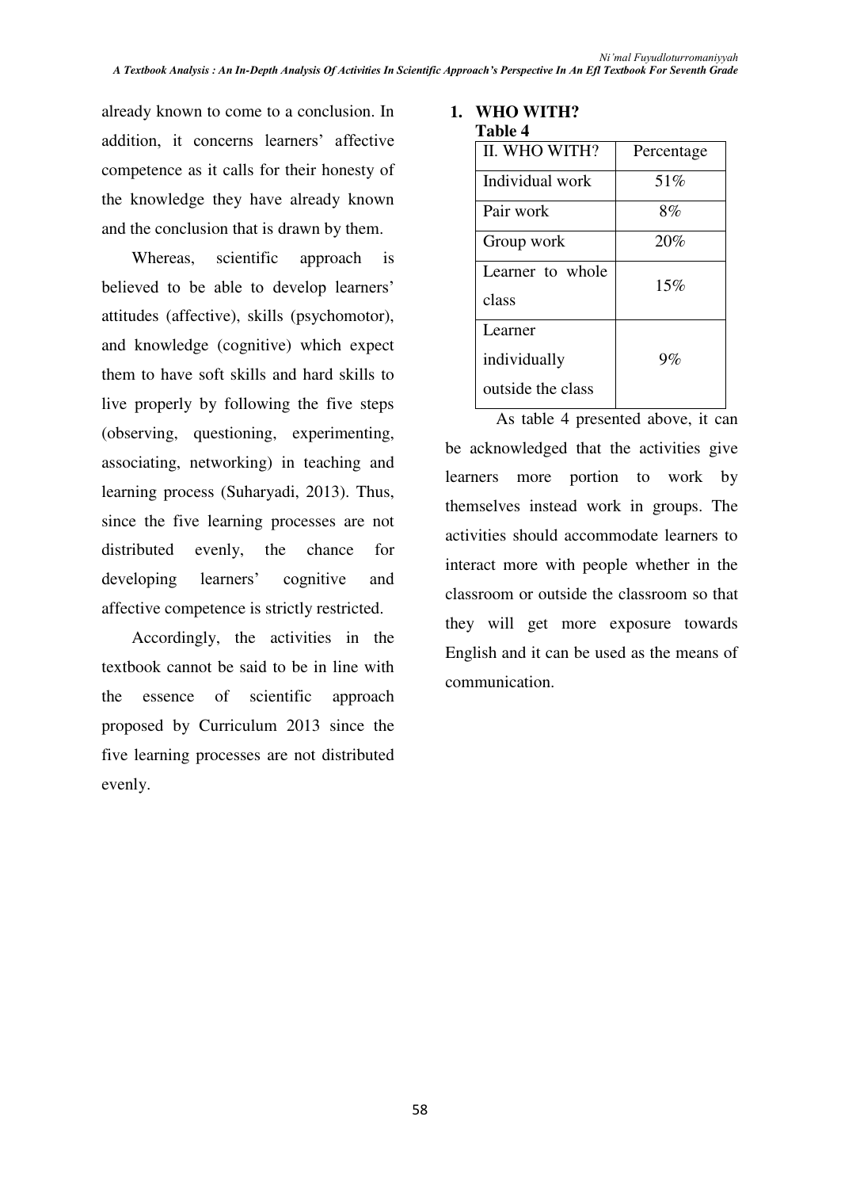already known to come to a conclusion. In addition, it concerns learners' affective competence as it calls for their honesty of the knowledge they have already known and the conclusion that is drawn by them.

Whereas, scientific approach is believed to be able to develop learners' attitudes (affective), skills (psychomotor), and knowledge (cognitive) which expect them to have soft skills and hard skills to live properly by following the five steps (observing, questioning, experimenting, associating, networking) in teaching and learning process (Suharyadi, 2013). Thus, since the five learning processes are not distributed evenly, the chance for developing learners' cognitive and affective competence is strictly restricted.

Accordingly, the activities in the textbook cannot be said to be in line with the essence of scientific approach proposed by Curriculum 2013 since the five learning processes are not distributed evenly.

**1. WHO WITH?**

**Table 4**

| II. WHO WITH? | Percentage |
|---|---|
| Individual work | 51% |
| Pair work | 8% |
| Group work | 20% |
| Learner to whole class | 15% |
| Learner individually outside the class | 9% |

As table 4 presented above, it can be acknowledged that the activities give learners more portion to work by themselves instead work in groups. The activities should accommodate learners to interact more with people whether in the classroom or outside the classroom so that they will get more exposure towards English and it can be used as the means of communication.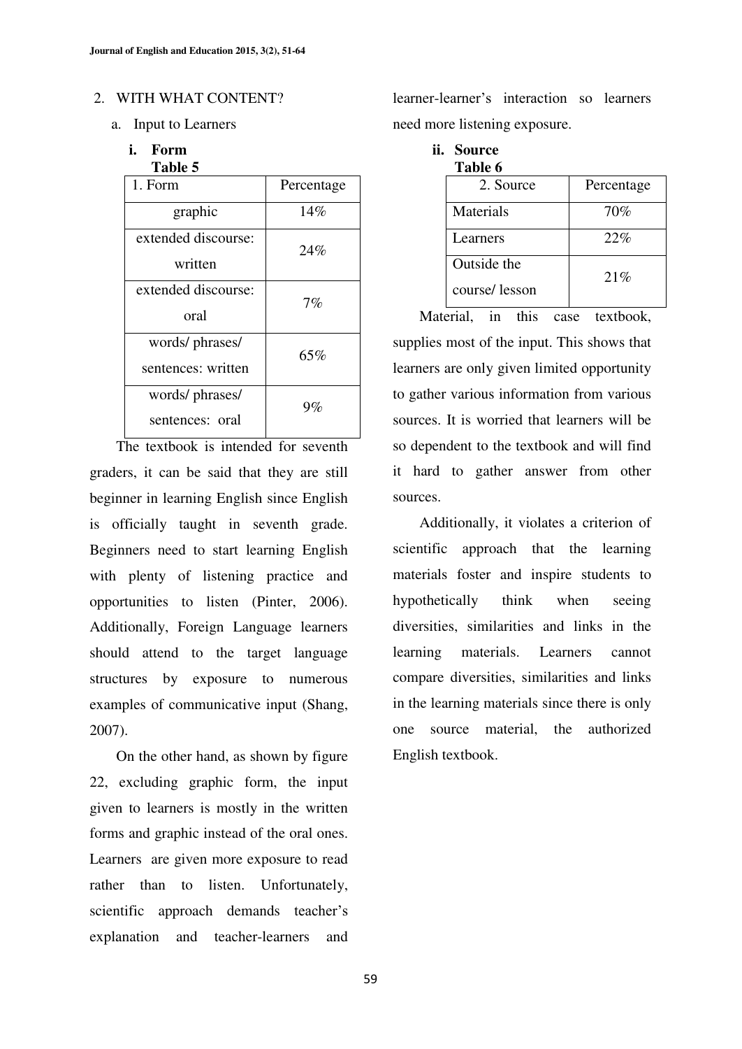2. WITH WHAT CONTENT?

a. Input to Learners

**i. Form**

**Table 5**

| 1. Form | Percentage |
|---|---|
| graphic | 14% |
| extended discourse: written | 24% |
| extended discourse: oral | 7% |
| words/ phrases/ sentences: written | 65% |
| words/ phrases/ sentences: oral | 9% |

The textbook is intended for seventh graders, it can be said that they are still beginner in learning English since English is officially taught in seventh grade. Beginners need to start learning English with plenty of listening practice and opportunities to listen (Pinter, 2006). Additionally, Foreign Language learners should attend to the target language structures by exposure to numerous examples of communicative input (Shang, 2007).

On the other hand, as shown by figure 22, excluding graphic form, the input given to learners is mostly in the written forms and graphic instead of the oral ones. Learners are given more exposure to read rather than to listen. Unfortunately, scientific approach demands teacher's explanation and teacher-learners and learner-learner's interaction so learners need more listening exposure.

**ii. Source**

**Table 6**

| 2. Source | Percentage |
|---|---|
| Materials | 70% |
| Learners | 22% |
| Outside the course/ lesson | 21% |

Material, in this case textbook, supplies most of the input. This shows that learners are only given limited opportunity to gather various information from various sources. It is worried that learners will be so dependent to the textbook and will find it hard to gather answer from other sources.

Additionally, it violates a criterion of scientific approach that the learning materials foster and inspire students to hypothetically think when seeing diversities, similarities and links in the learning materials. Learners cannot compare diversities, similarities and links in the learning materials since there is only one source material, the authorized English textbook.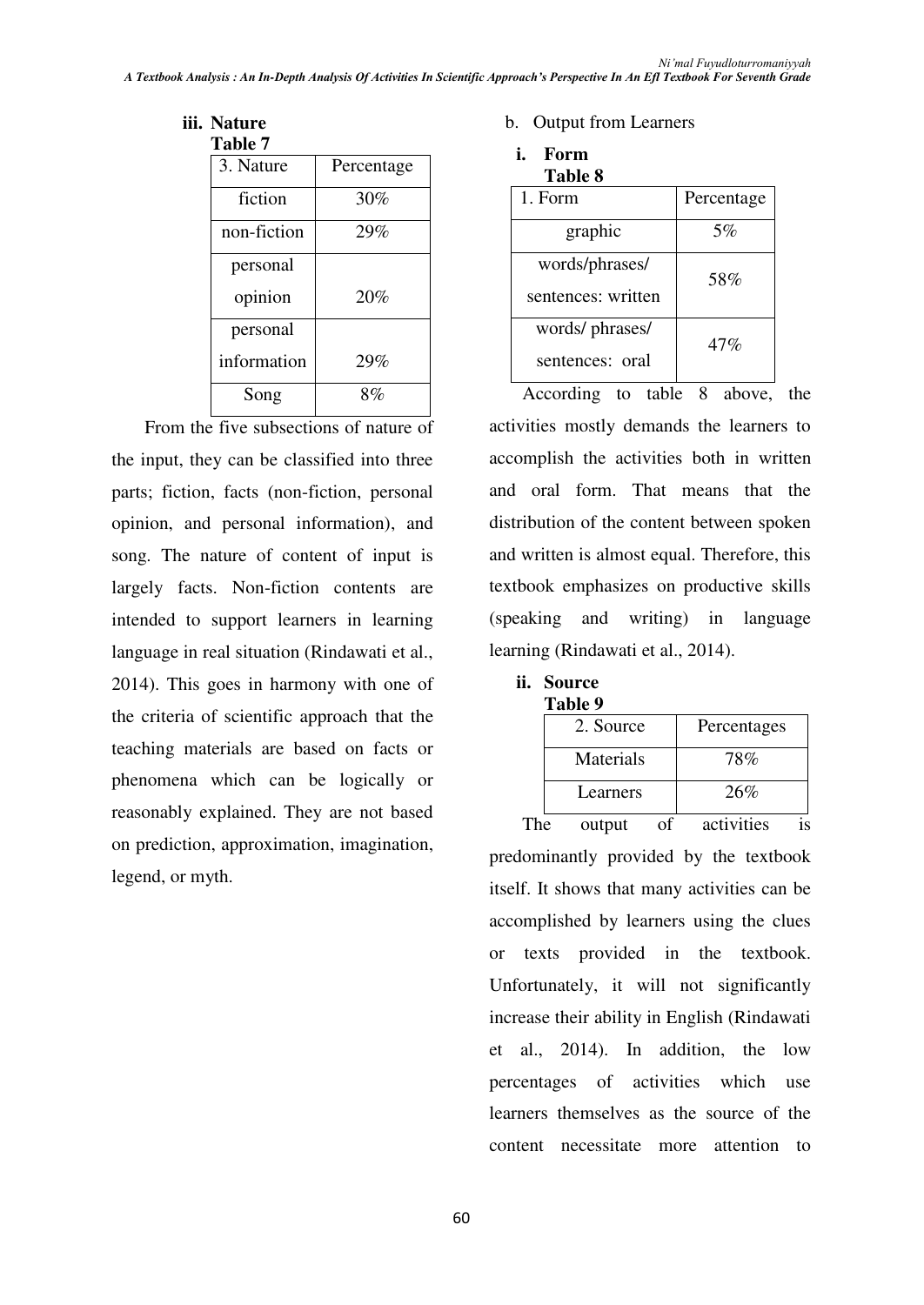#### iii. Nature

**Table 7**

| 3. Nature | Percentage |
|---|---|
| fiction | 30% |
| non-fiction | 29% |
| personal opinion | 20% |
| personal information | 29% |
| Song | 8% |

From the five subsections of nature of the input, they can be classified into three parts; fiction, facts (non-fiction, personal opinion, and personal information), and song. The nature of content of input is largely facts. Non-fiction contents are intended to support learners in learning language in real situation (Rindawati et al., 2014). This goes in harmony with one of the criteria of scientific approach that the teaching materials are based on facts or phenomena which can be logically or reasonably explained. They are not based on prediction, approximation, imagination, legend, or myth.

b. Output from Learners

#### i. Form

**Table 8**

| 1. Form | Percentage |
|---|---|
| graphic | 5% |
| words/phrases/ sentences: written | 58% |
| words/ phrases/ sentences: oral | 47% |

According to table 8 above, the activities mostly demands the learners to accomplish the activities both in written and oral form. That means that the distribution of the content between spoken and written is almost equal. Therefore, this textbook emphasizes on productive skills (speaking and writing) in language learning (Rindawati et al., 2014).

#### ii. Source

**Table 9**

| 2. Source | Percentages |
|---|---|
| Materials | 78% |
| Learners | 26% |

The output of activities is predominantly provided by the textbook itself. It shows that many activities can be accomplished by learners using the clues or texts provided in the textbook. Unfortunately, it will not significantly increase their ability in English (Rindawati et al., 2014). In addition, the low percentages of activities which use learners themselves as the source of the content necessitate more attention to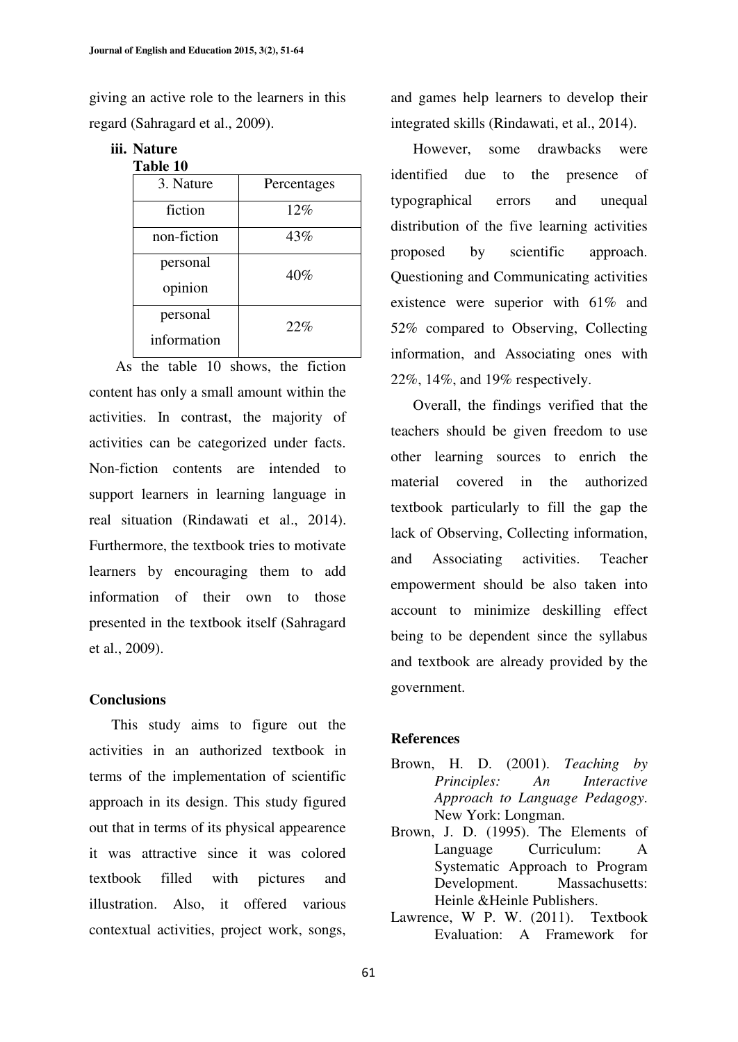giving an active role to the learners in this regard (Sahragard et al., 2009).

**iii. Nature**

**Table 10**

| 3. Nature | Percentages |
|---|---|
| fiction | 12% |
| non-fiction | 43% |
| personal opinion | 40% |
| personal information | 22% |

As the table 10 shows, the fiction content has only a small amount within the activities. In contrast, the majority of activities can be categorized under facts. Non-fiction contents are intended to support learners in learning language in real situation (Rindawati et al., 2014). Furthermore, the textbook tries to motivate learners by encouraging them to add information of their own to those presented in the textbook itself (Sahragard et al., 2009).

### Conclusions

This study aims to figure out the activities in an authorized textbook in terms of the implementation of scientific approach in its design. This study figured out that in terms of its physical appearence it was attractive since it was colored textbook filled with pictures and illustration. Also, it offered various contextual activities, project work, songs, and games help learners to develop their integrated skills (Rindawati, et al., 2014).

However, some drawbacks were identified due to the presence of typographical errors and unequal distribution of the five learning activities proposed by scientific approach. Questioning and Communicating activities existence were superior with 61% and 52% compared to Observing, Collecting information, and Associating ones with 22%, 14%, and 19% respectively.

Overall, the findings verified that the teachers should be given freedom to use other learning sources to enrich the material covered in the authorized textbook particularly to fill the gap the lack of Observing, Collecting information, and Associating activities. Teacher empowerment should be also taken into account to minimize deskilling effect being to be dependent since the syllabus and textbook are already provided by the government.

### References

Brown, H. D. (2001). *Teaching by Principles: An Interactive Approach to Language Pedagogy*. New York: Longman.

Brown, J. D. (1995). The Elements of Language Curriculum: A Systematic Approach to Program Development. Massachusetts: Heinle &Heinle Publishers.

Lawrence, W P. W. (2011). Textbook Evaluation: A Framework for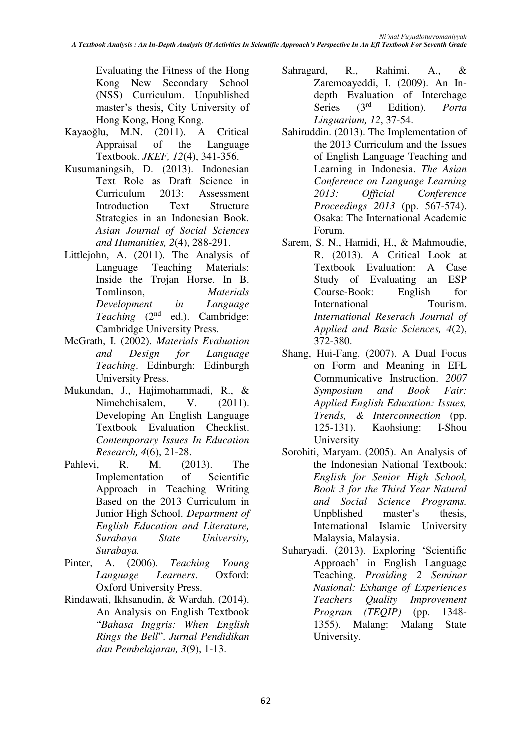Evaluating the Fitness of the Hong Kong New Secondary School (NSS) Curriculum. Unpublished master's thesis, City University of Hong Kong, Hong Kong.

Kayaoğlu, M.N. (2011). A Critical Appraisal of the Language Textbook. *JKEF, 12*(4), 341-356.

Kusumaningsih, D. (2013). Indonesian Text Role as Draft Science in Curriculum 2013: Assessment Introduction Text Structure Strategies in an Indonesian Book. *Asian Journal of Social Sciences and Humanities, 2*(4), 288-291.

Littlejohn, A. (2011). The Analysis of Language Teaching Materials: Inside the Trojan Horse. In B. Tomlinson, *Materials Development in Language Teaching* (2nd ed.). Cambridge: Cambridge University Press.

McGrath, I. (2002). *Materials Evaluation and Design for Language Teaching*. Edinburgh: Edinburgh University Press.

Mukundan, J., Hajimohammadi, R., & Nimehchisalem, V. (2011). Developing An English Language Textbook Evaluation Checklist. *Contemporary Issues In Education Research, 4*(6), 21-28.

Pahlevi, R. M. (2013). The Implementation of Scientific Approach in Teaching Writing Based on the 2013 Curriculum in Junior High School. *Department of English Education and Literature, Surabaya State University, Surabaya.*

Pinter, A. (2006). *Teaching Young Language Learners*. Oxford: Oxford University Press.

Rindawati, Ikhsanudin, & Wardah. (2014). An Analysis on English Textbook "*Bahasa Inggris: When English Rings the Bell*". *Jurnal Pendidikan dan Pembelajaran, 3*(9), 1-13.

Sahragard, R., Rahimi. A., & Zaremoayeddi, I. (2009). An In-depth Evaluation of Interchage Series (3rd Edition). *Porta Linguarium, 12*, 37-54.

Sahiruddin. (2013). The Implementation of the 2013 Curriculum and the Issues of English Language Teaching and Learning in Indonesia. *The Asian Conference on Language Learning 2013: Official Conference Proceedings 2013* (pp. 567-574). Osaka: The International Academic Forum.

Sarem, S. N., Hamidi, H., & Mahmoudie, R. (2013). A Critical Look at Textbook Evaluation: A Case Study of Evaluating an ESP Course-Book: English for International Tourism. *International Reserach Journal of Applied and Basic Sciences, 4*(2), 372-380.

Shang, Hui-Fang. (2007). A Dual Focus on Form and Meaning in EFL Communicative Instruction. *2007 Symposium and Book Fair: Applied English Education: Issues, Trends, & Interconnection* (pp. 125-131). Kaohsiung: I-Shou University

Sorohiti, Maryam. (2005). An Analysis of the Indonesian National Textbook: *English for Senior High School, Book 3 for the Third Year Natural and Social Science Programs.* Unpblished master's thesis, International Islamic University Malaysia, Malaysia.

Suharyadi. (2013). Exploring 'Scientific Approach' in English Language Teaching. *Prosiding 2 Seminar Nasional: Exhange of Experiences Teachers Quality Improvement Program (TEQIP)* (pp. 1348-1355). Malang: Malang State University.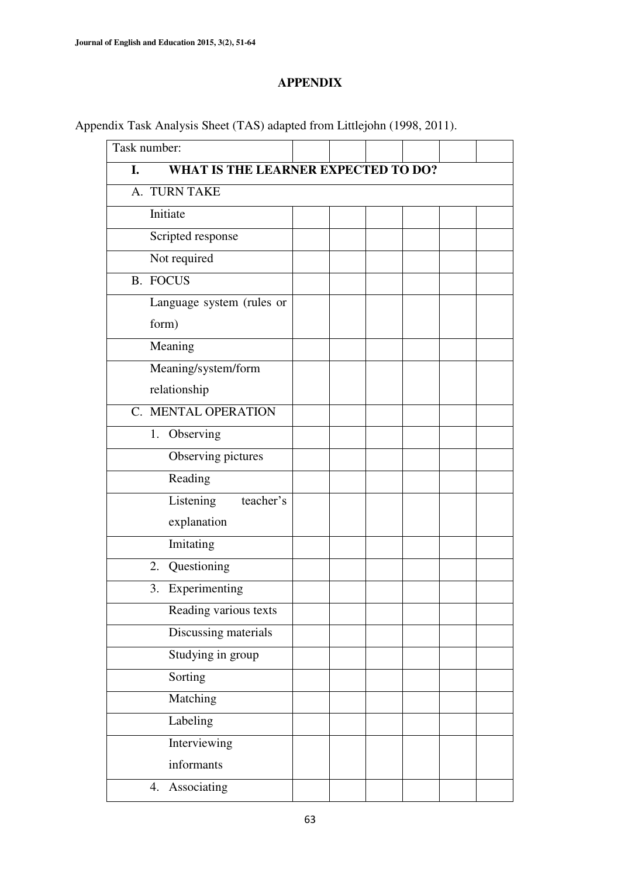## APPENDIX

Appendix Task Analysis Sheet (TAS) adapted from Littlejohn (1998, 2011).

| Task number: | | | | | | |
|---|---|---|---|---|---|---|
| **I. WHAT IS THE LEARNER EXPECTED TO DO?** | | | | | | |
| A. TURN TAKE | | | | | | |
| Initiate | | | | | | |
| Scripted response | | | | | | |
| Not required | | | | | | |
| B. FOCUS | | | | | | |
| Language system (rules or form) | | | | | | |
| Meaning | | | | | | |
| Meaning/system/form relationship | | | | | | |
| C. MENTAL OPERATION | | | | | | |
| 1. Observing | | | | | | |
| Observing pictures | | | | | | |
| Reading | | | | | | |
| Listening teacher's explanation | | | | | | |
| Imitating | | | | | | |
| 2. Questioning | | | | | | |
| 3. Experimenting | | | | | | |
| Reading various texts | | | | | | |
| Discussing materials | | | | | | |
| Studying in group | | | | | | |
| Sorting | | | | | | |
| Matching | | | | | | |
| Labeling | | | | | | |
| Interviewing informants | | | | | | |
| 4. Associating | | | | | | |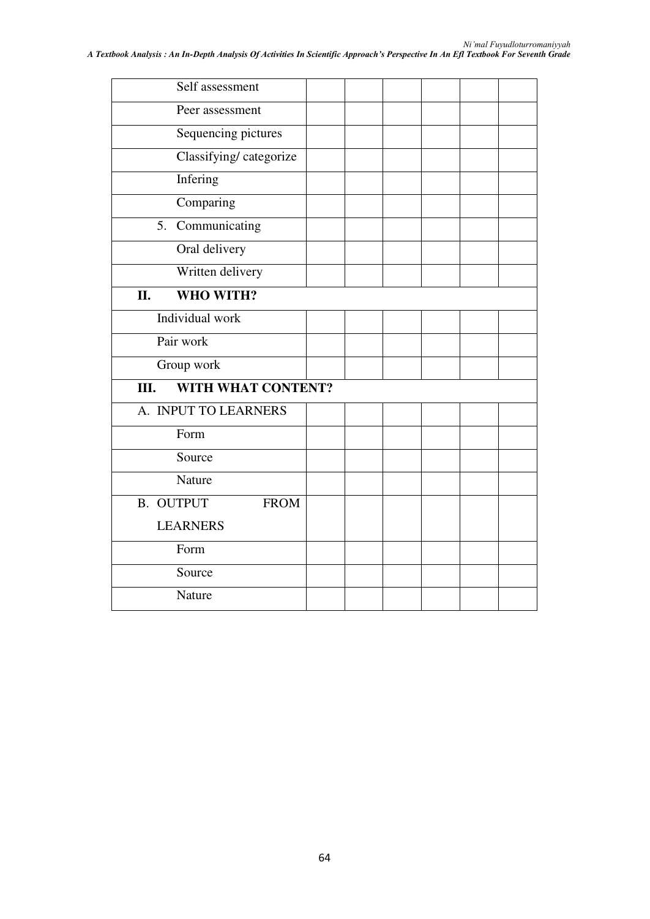| | | | | | | |
|---|---|---|---|---|---|---|
| Self assessment | | | | | | |
| Peer assessment | | | | | | |
| Sequencing pictures | | | | | | |
| Classifying/ categorize | | | | | | |
| Infering | | | | | | |
| Comparing | | | | | | |
| 5. Communicating | | | | | | |
| Oral delivery | | | | | | |
| Written delivery | | | | | | |
| **II. WHO WITH?** | | | | | | |
| Individual work | | | | | | |
| Pair work | | | | | | |
| Group work | | | | | | |
| **III. WITH WHAT CONTENT?** | | | | | | |
| A. INPUT TO LEARNERS | | | | | | |
| Form | | | | | | |
| Source | | | | | | |
| Nature | | | | | | |
| B. OUTPUT FROM LEARNERS | | | | | | |
| Form | | | | | | |
| Source | | | | | | |
| Nature | | | | | | |